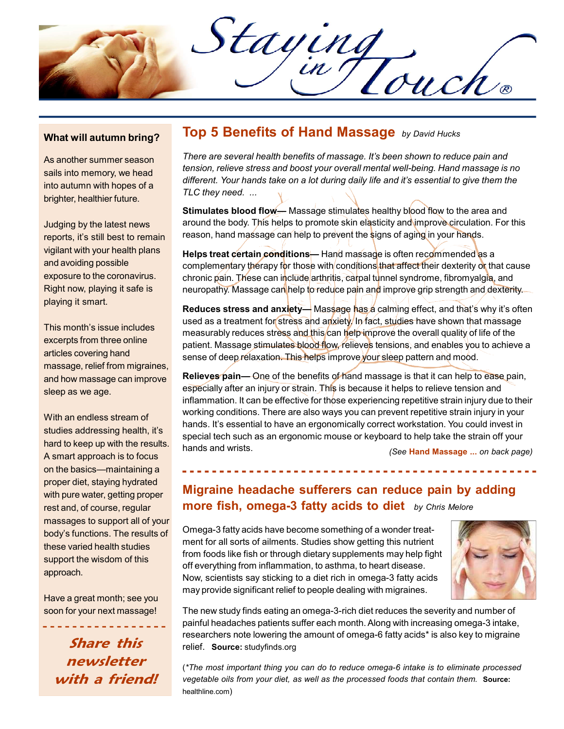# Staying in Touch®

## What will autumn bring?

As another summer season sails into memory, we head into autumn with hopes of a brighter, healthier future.

Judging by the latest news reports, it's still best to remain vigilant with your health plans and avoiding possible exposure to the coronavirus. Right now, playing it safe is playing it smart.

This month's issue includes excerpts from three online articles covering hand massage, relief from migraines, and how massage can improve sleep as we age.

With an endless stream of studies addressing health, it's hard to keep up with the results. A smart approach is to focus on the basics—maintaining a proper diet, staying hydrated with pure water, getting proper rest and, of course, regular massages to support all of your body's functions. The results of these varied health studies support the wisdom of this approach.

Have a great month; see you soon for your next massage!

*Share this newsletter with a friend!*

## Top 5 Benefits of Hand Massage *by David Hucks*

*There are several health benefits of massage. It's been shown to reduce pain and tension, relieve stress and boost your overall mental well-being. Hand massage is no different. Your hands take on a lot during daily life and it's essential to give them the TLC they need. ...*

**Stimulates blood flow—** Massage stimulates healthy blood flow to the area and around the body. This helps to promote skin elasticity and improve circulation. For this reason, hand massage can help to prevent the signs of aging in your hands.

**Helps treat certain conditions—** Hand massage is often recommended as a complementary therapy for those with conditions that affect their dexterity or that cause chronic pain. These can include arthritis, carpal tunnel syndrome, fibromyalgia, and neuropathy. Massage can help to reduce pain and improve grip strength and dexterity.

**Reduces stress and anxiety—** Massage has a calming effect, and that's why it's often used as a treatment for stress and anxiety. In fact, studies have shown that massage measurably reduces stress and this can help improve the overall quality of life of the patient. Massage stimulates blood flow, relieves tensions, and enables you to achieve a sense of deep relaxation. This helps improve your sleep pattern and mood.

**Relieves pain—** One of the benefits of hand massage is that it can help to ease pain, especially after an injury or strain. This is because it helps to relieve tension and inflammation. It can be effective for those experiencing repetitive strain injury due to their working conditions. There are also ways you can prevent repetitive strain injury in your hands. It's essential to have an ergonomically correct workstation. You could invest in special tech such as an ergonomic mouse or keyboard to help take the strain off your hands and wrists.

*(See* **Hand Massage ...** *on back page)*

## Migraine headache sufferers can reduce pain by adding more fish, omega-3 fatty acids to diet *by Chris Melore*

Omega-3 fatty acids have become something of a wonder treatment for all sorts of ailments. Studies show getting this nutrient from foods like fish or through dietary supplements may help fight off everything from inflammation, to asthma, to heart disease. Now, scientists say sticking to a diet rich in omega-3 fatty acids may provide significant relief to people dealing with migraines.

The new study finds eating an omega-3-rich diet reduces the severity and number of painful headaches patients suffer each month. Along with increasing omega-3 intake, researchers note lowering the amount of omega-6 fatty acids* is also key to migraine relief. **Source:** studyfinds.org

(**The most important thing you can do to reduce omega-6 intake is to eliminate processed vegetable oils from your diet, as well as the processed foods that contain them.* **Source:** healthline.com)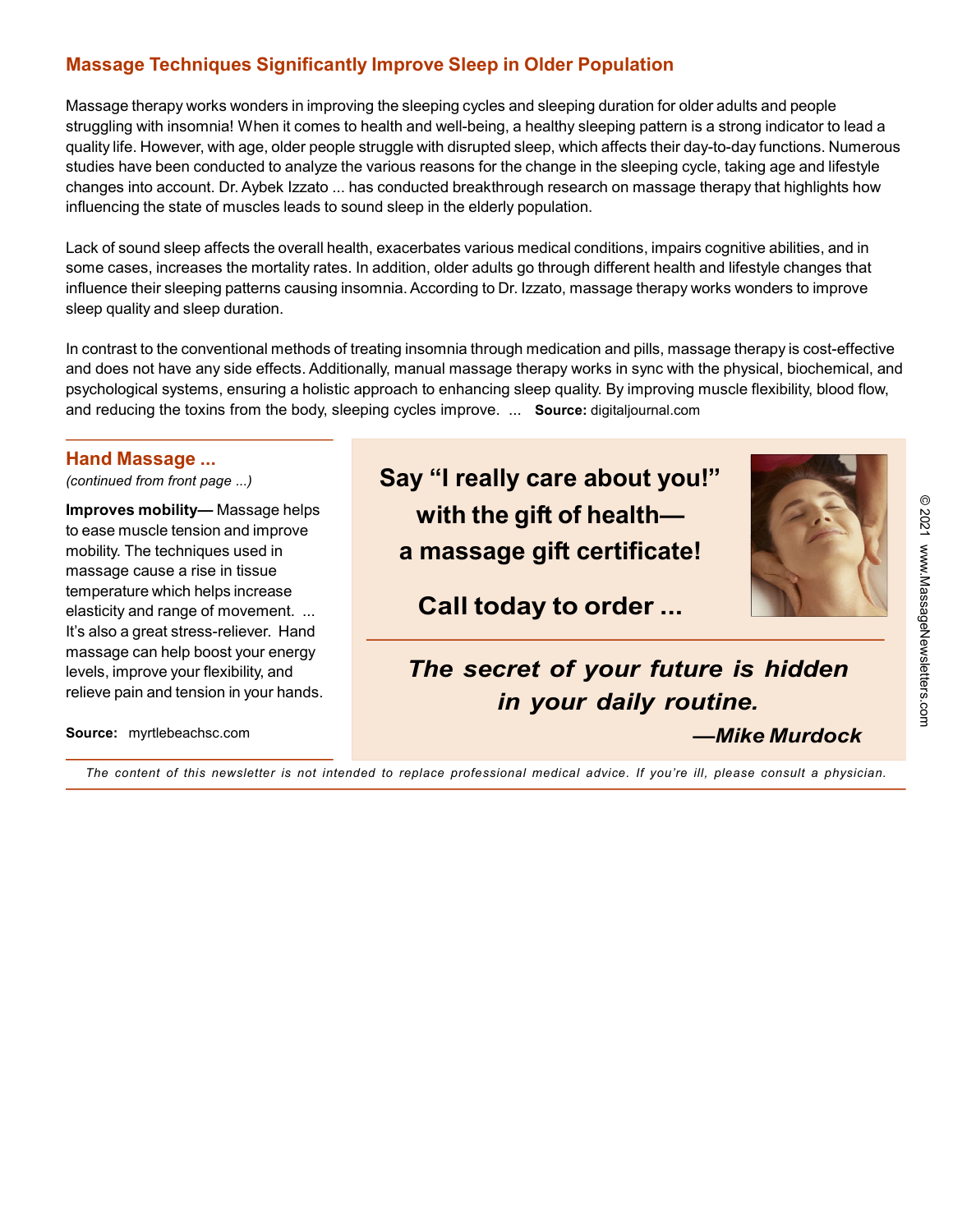## Massage Techniques Significantly Improve Sleep in Older Population

Massage therapy works wonders in improving the sleeping cycles and sleeping duration for older adults and people struggling with insomnia! When it comes to health and well-being, a healthy sleeping pattern is a strong indicator to lead a quality life. However, with age, older people struggle with disrupted sleep, which affects their day-to-day functions. Numerous studies have been conducted to analyze the various reasons for the change in the sleeping cycle, taking age and lifestyle changes into account. Dr. Aybek Izzato ... has conducted breakthrough research on massage therapy that highlights how influencing the state of muscles leads to sound sleep in the elderly population.

Lack of sound sleep affects the overall health, exacerbates various medical conditions, impairs cognitive abilities, and in some cases, increases the mortality rates. In addition, older adults go through different health and lifestyle changes that influence their sleeping patterns causing insomnia. According to Dr. Izzato, massage therapy works wonders to improve sleep quality and sleep duration.

In contrast to the conventional methods of treating insomnia through medication and pills, massage therapy is cost-effective and does not have any side effects. Additionally, manual massage therapy works in sync with the physical, biochemical, and psychological systems, ensuring a holistic approach to enhancing sleep quality. By improving muscle flexibility, blood flow, and reducing the toxins from the body, sleeping cycles improve. ... **Source:** digitaljournal.com

## Hand Massage ...

*(continued from front page ...)*

**Improves mobility—** Massage helps to ease muscle tension and improve mobility. The techniques used in massage cause a rise in tissue temperature which helps increase elasticity and range of movement. ... It's also a great stress-reliever. Hand massage can help boost your energy levels, improve your flexibility, and relieve pain and tension in your hands.

**Source:** myrtlebeachsc.com

**Say "I really care about you!" with the gift of health— a massage gift certificate!**

**Call today to order ...**

***The secret of your future is hidden in your daily routine.***

***—Mike Murdock***

*The content of this newsletter is not intended to replace professional medical advice. If you're ill, please consult a physician.*

© 2021 www.MassageNewsletters.com